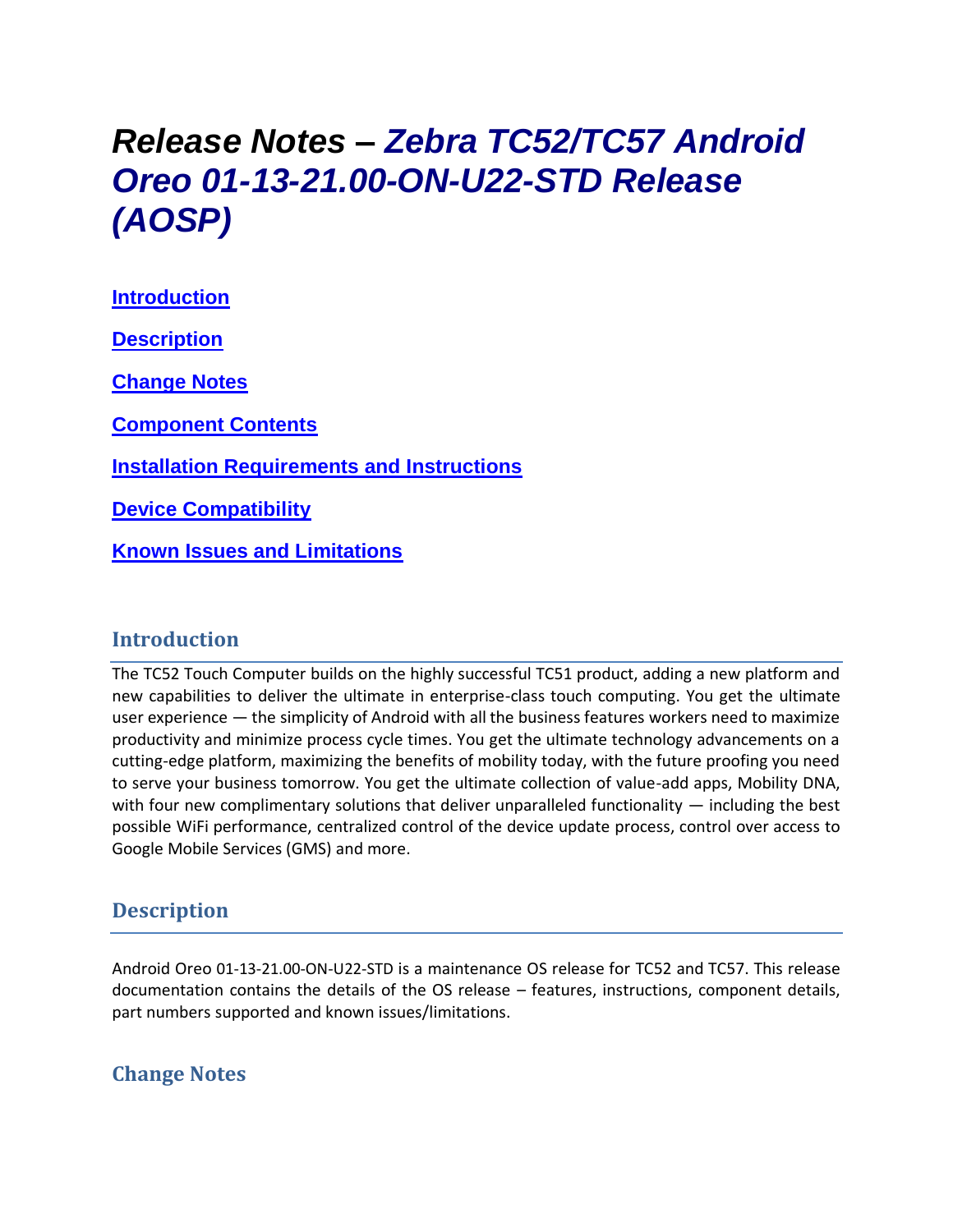# *Release Notes – Zebra TC52/TC57 Android Oreo 01-13-21.00-ON-U22-STD Release (AOSP)*

[Introduction](#introduction)

[Description](#description)

[Change Notes](#change-notes)

[Component Contents](#component-contents)

[Installation Requirements and Instructions](#installation-requirements-and-instructions)

[Device Compatibility](#device-compatibility)

[Known Issues and Limitations](#known-issues-and-limitations)

## Introduction

The TC52 Touch Computer builds on the highly successful TC51 product, adding a new platform and new capabilities to deliver the ultimate in enterprise-class touch computing. You get the ultimate user experience — the simplicity of Android with all the business features workers need to maximize productivity and minimize process cycle times. You get the ultimate technology advancements on a cutting-edge platform, maximizing the benefits of mobility today, with the future proofing you need to serve your business tomorrow. You get the ultimate collection of value-add apps, Mobility DNA, with four new complimentary solutions that deliver unparalleled functionality — including the best possible WiFi performance, centralized control of the device update process, control over access to Google Mobile Services (GMS) and more.

## Description

Android Oreo 01-13-21.00-ON-U22-STD is a maintenance OS release for TC52 and TC57. This release documentation contains the details of the OS release – features, instructions, component details, part numbers supported and known issues/limitations.

## Change Notes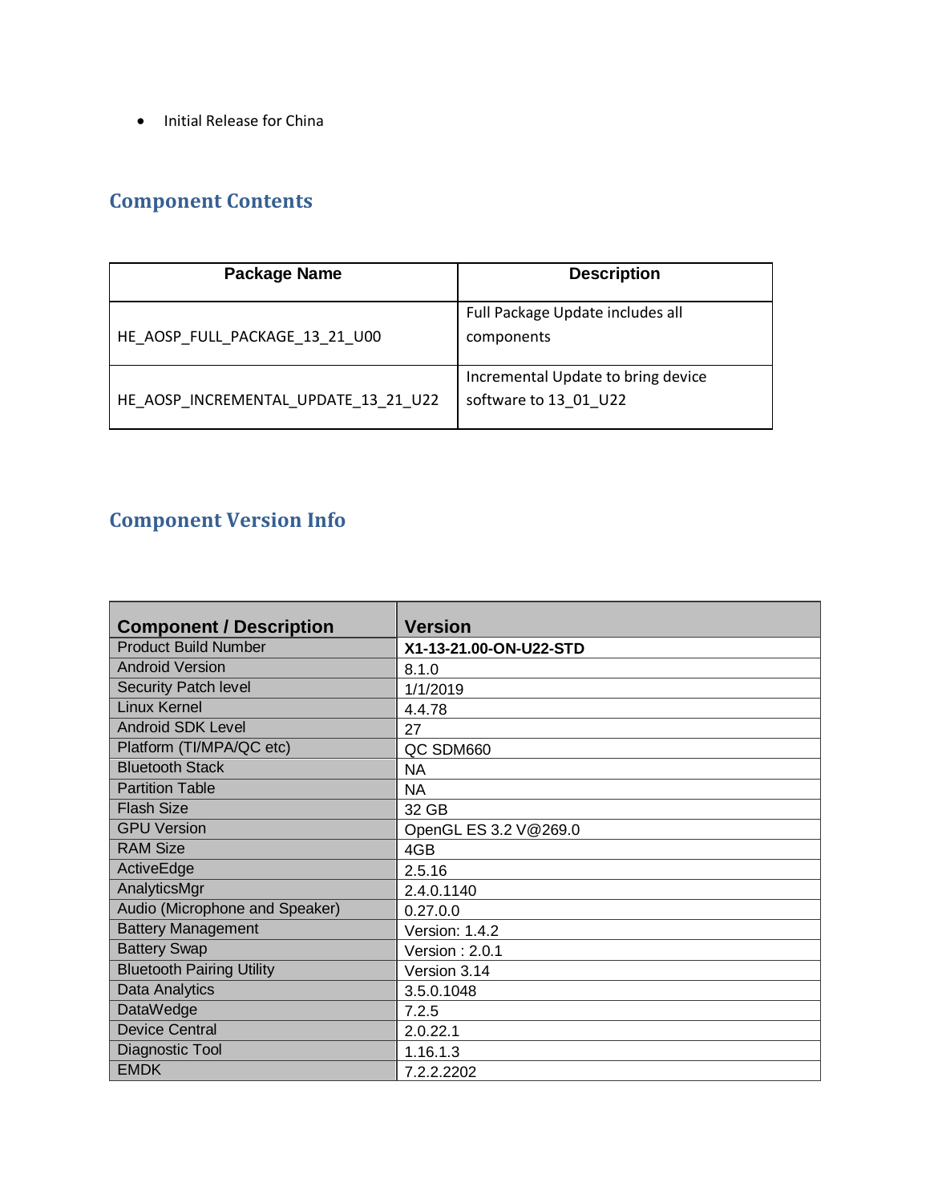- Initial Release for China

## Component Contents

| Package Name | Description |
| --- | --- |
| HE_AOSP_FULL_PACKAGE_13_21_U00 | Full Package Update includes all components |
| HE_AOSP_INCREMENTAL_UPDATE_13_21_U22 | Incremental Update to bring device software to 13_01_U22 |

## Component Version Info

| Component / Description | Version |
| --- | --- |
| Product Build Number | **X1-13-21.00-ON-U22-STD** |
| Android Version | 8.1.0 |
| Security Patch level | 1/1/2019 |
| Linux Kernel | 4.4.78 |
| Android SDK Level | 27 |
| Platform (TI/MPA/QC etc) | QC SDM660 |
| Bluetooth Stack | NA |
| Partition Table | NA |
| Flash Size | 32 GB |
| GPU Version | OpenGL ES 3.2 V@269.0 |
| RAM Size | 4GB |
| ActiveEdge | 2.5.16 |
| AnalyticsMgr | 2.4.0.1140 |
| Audio (Microphone and Speaker) | 0.27.0.0 |
| Battery Management | Version: 1.4.2 |
| Battery Swap | Version : 2.0.1 |
| Bluetooth Pairing Utility | Version 3.14 |
| Data Analytics | 3.5.0.1048 |
| DataWedge | 7.2.5 |
| Device Central | 2.0.22.1 |
| Diagnostic Tool | 1.16.1.3 |
| EMDK | 7.2.2.2202 |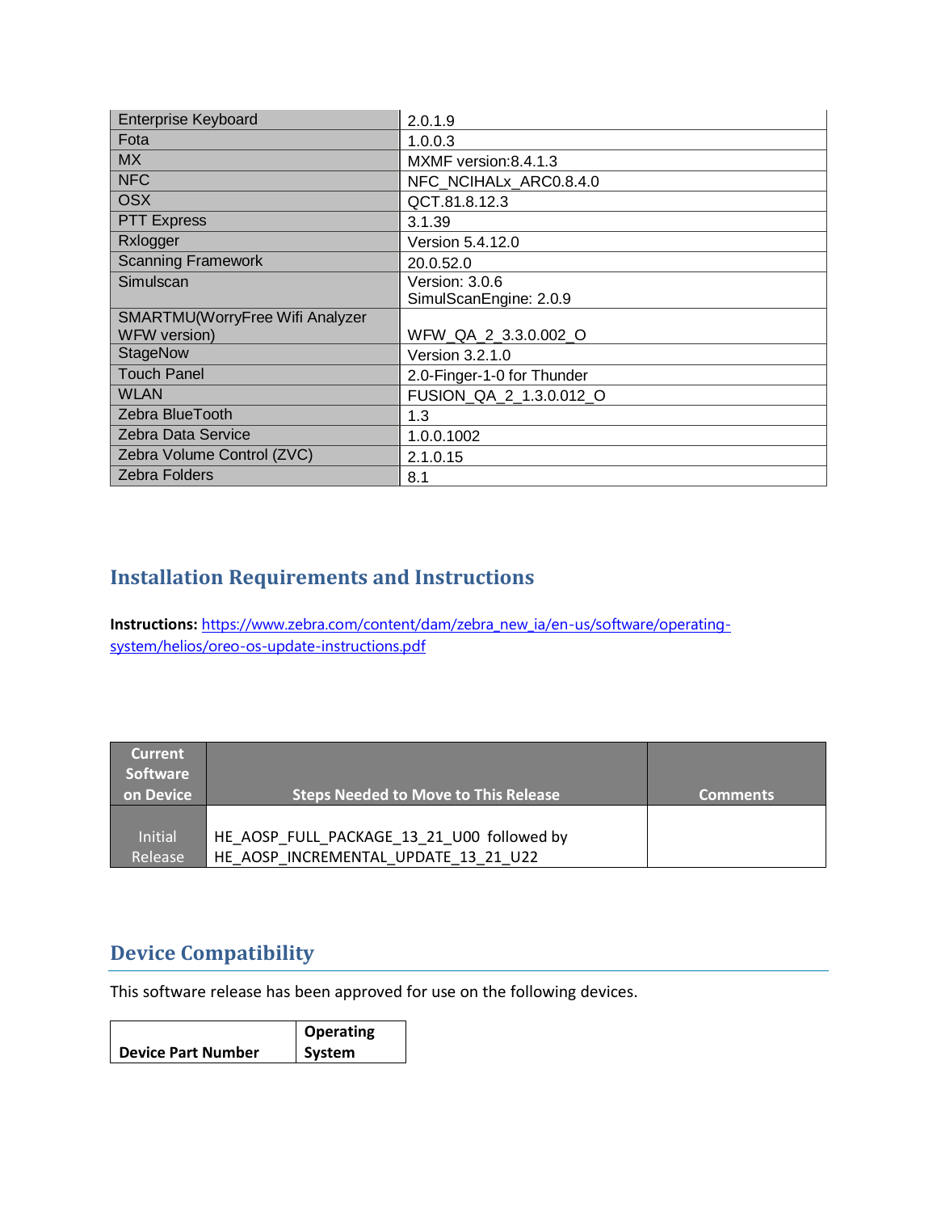| Enterprise Keyboard | 2.0.1.9 |
|---|---|
| Fota | 1.0.0.3 |
| MX | MXMF version:8.4.1.3 |
| NFC | NFC_NCIHALx_ARC0.8.4.0 |
| OSX | QCT.81.8.12.3 |
| PTT Express | 3.1.39 |
| Rxlogger | Version 5.4.12.0 |
| Scanning Framework | 20.0.52.0 |
| Simulscan | Version: 3.0.6<br>SimulScanEngine: 2.0.9 |
| SMARTMU(WorryFree Wifi Analyzer WFW version) | WFW_QA_2_3.3.0.002_O |
| StageNow | Version 3.2.1.0 |
| Touch Panel | 2.0-Finger-1-0 for Thunder |
| WLAN | FUSION_QA_2_1.3.0.012_O |
| Zebra BlueTooth | 1.3 |
| Zebra Data Service | 1.0.0.1002 |
| Zebra Volume Control (ZVC) | 2.1.0.15 |
| Zebra Folders | 8.1 |

## Installation Requirements and Instructions

**Instructions:** https://www.zebra.com/content/dam/zebra_new_ia/en-us/software/operating-system/helios/oreo-os-update-instructions.pdf

| Current Software on Device | Steps Needed to Move to This Release | Comments |
|---|---|---|
| Initial Release | HE_AOSP_FULL_PACKAGE_13_21_U00 followed by HE_AOSP_INCREMENTAL_UPDATE_13_21_U22 | |

## Device Compatibility

This software release has been approved for use on the following devices.

| Device Part Number | Operating System |
|---|---|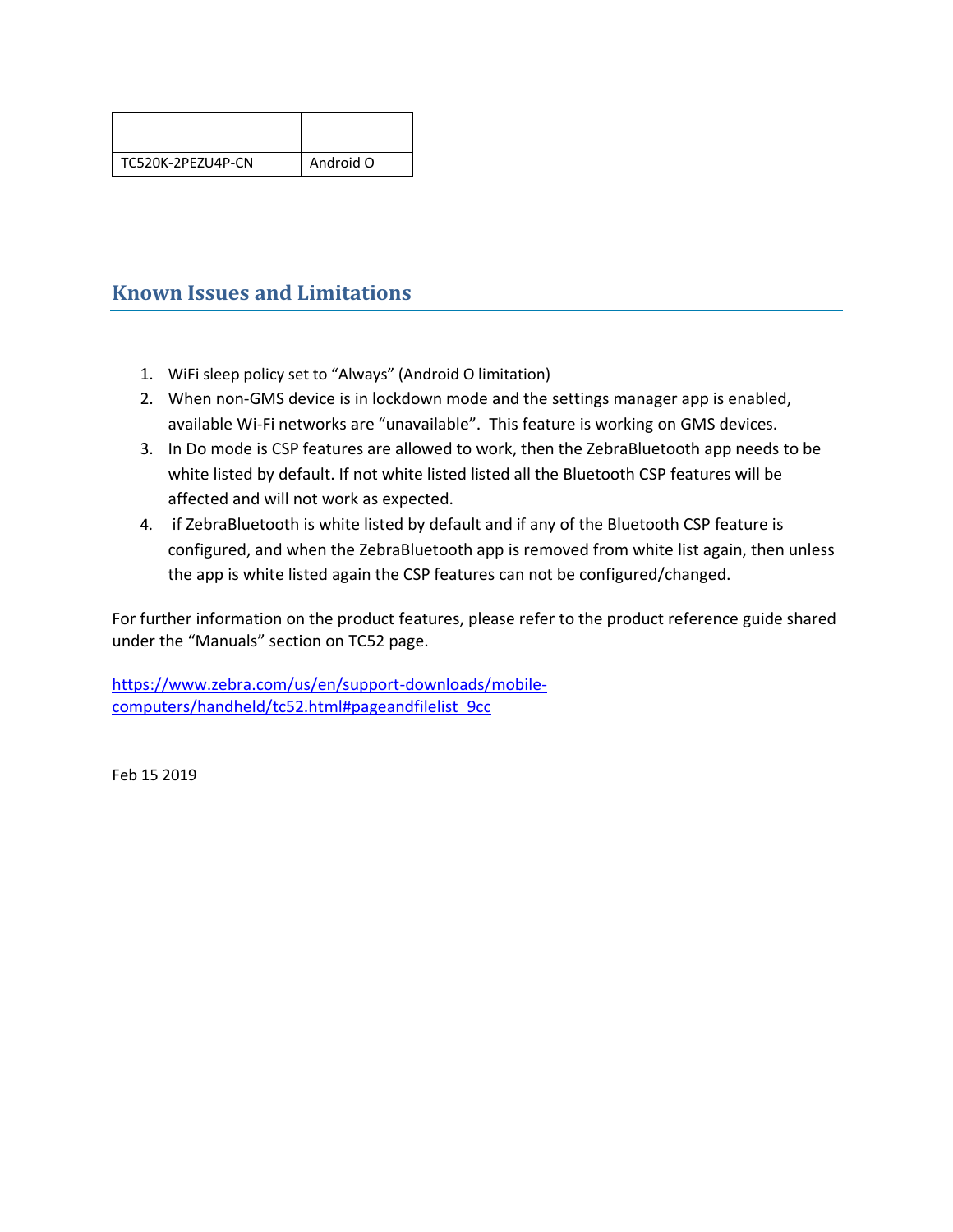| | |
|---|---|
| TC520K-2PEZU4P-CN | Android O |

## Known Issues and Limitations

1. WiFi sleep policy set to "Always" (Android O limitation)
2. When non-GMS device is in lockdown mode and the settings manager app is enabled, available Wi-Fi networks are "unavailable". This feature is working on GMS devices.
3. In Do mode is CSP features are allowed to work, then the ZebraBluetooth app needs to be white listed by default. If not white listed listed all the Bluetooth CSP features will be affected and will not work as expected.
4. if ZebraBluetooth is white listed by default and if any of the Bluetooth CSP feature is configured, and when the ZebraBluetooth app is removed from white list again, then unless the app is white listed again the CSP features can not be configured/changed.

For further information on the product features, please refer to the product reference guide shared under the "Manuals" section on TC52 page.

[https://www.zebra.com/us/en/support-downloads/mobile-computers/handheld/tc52.html#pageandfilelist_9cc](https://www.zebra.com/us/en/support-downloads/mobile-computers/handheld/tc52.html#pageandfilelist_9cc)

Feb 15 2019